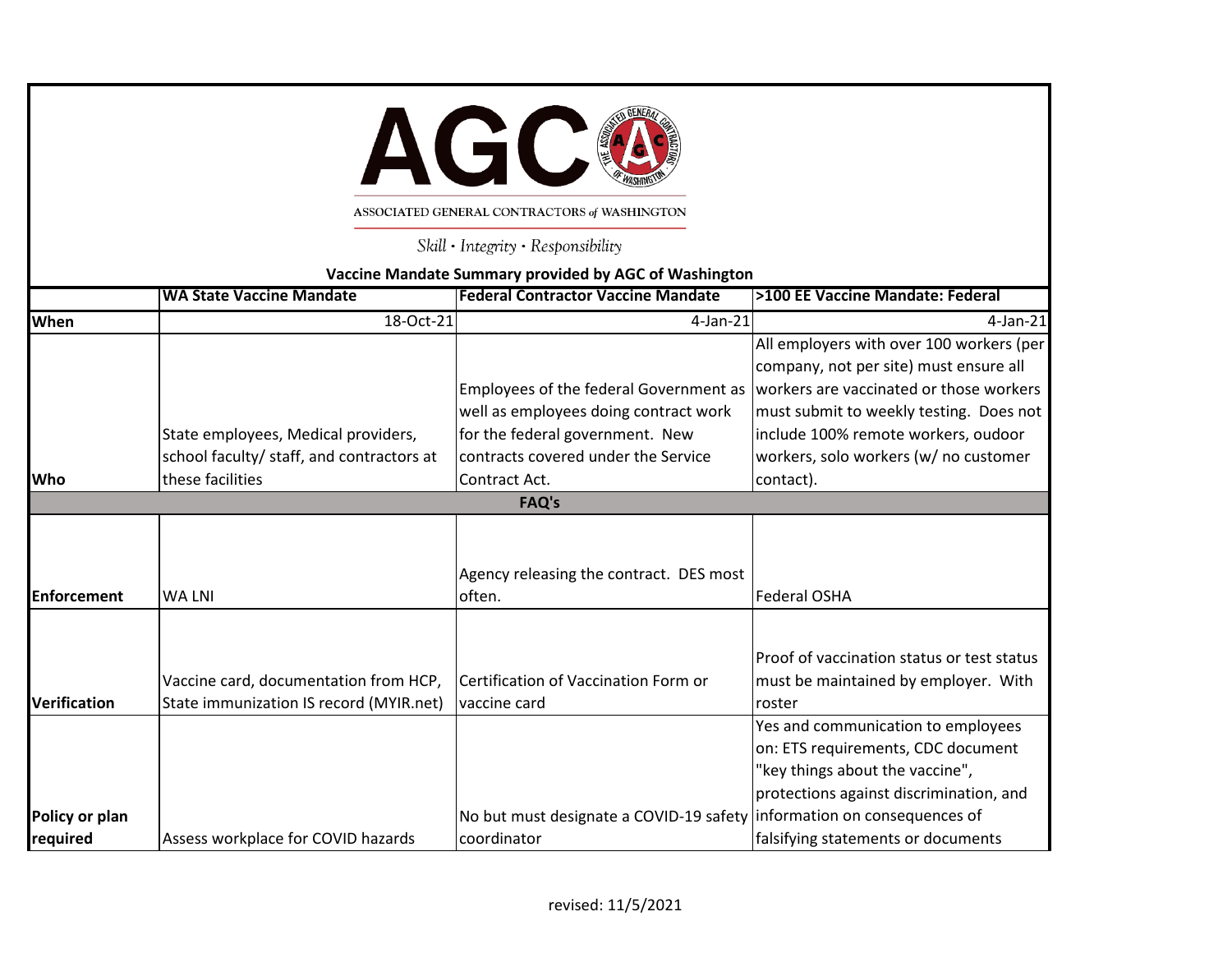ASSOCIATED GENERAL CONTRACTORS *of* WASHINGTON

*Skill · Integrity · Responsibility*

**Vaccine Mandate Summary provided by AGC of Washington**

| | **WA State Vaccine Mandate** | **Federal Contractor Vaccine Mandate** | **>100 EE Vaccine Mandate: Federal** |
|---|---|---|---|
| **When** | 18-Oct-21 | 4-Jan-21 | 4-Jan-21 |
| **Who** | State employees, Medical providers, school faculty/ staff, and contractors at these facilities | Employees of the federal Government as well as employees doing contract work for the federal government. New contracts covered under the Service Contract Act. | All employers with over 100 workers (per company, not per site) must ensure all workers are vaccinated or those workers must submit to weekly testing. Does not include 100% remote workers, oudoor workers, solo workers (w/ no customer contact). |
| | | **FAQ's** | |
| **Enforcement** | WA LNI | Agency releasing the contract. DES most often. | Federal OSHA |
| **Verification** | Vaccine card, documentation from HCP, State immunization IS record (MYIR.net) | Certification of Vaccination Form or vaccine card | Proof of vaccination status or test status must be maintained by employer. With roster |
| **Policy or plan required** | Assess workplace for COVID hazards | No but must designate a COVID-19 safety coordinator | Yes and communication to employees on: ETS requirements, CDC document "key things about the vaccine", protections against discrimination, and information on consequences of falsifying statements or documents |

revised: 11/5/2021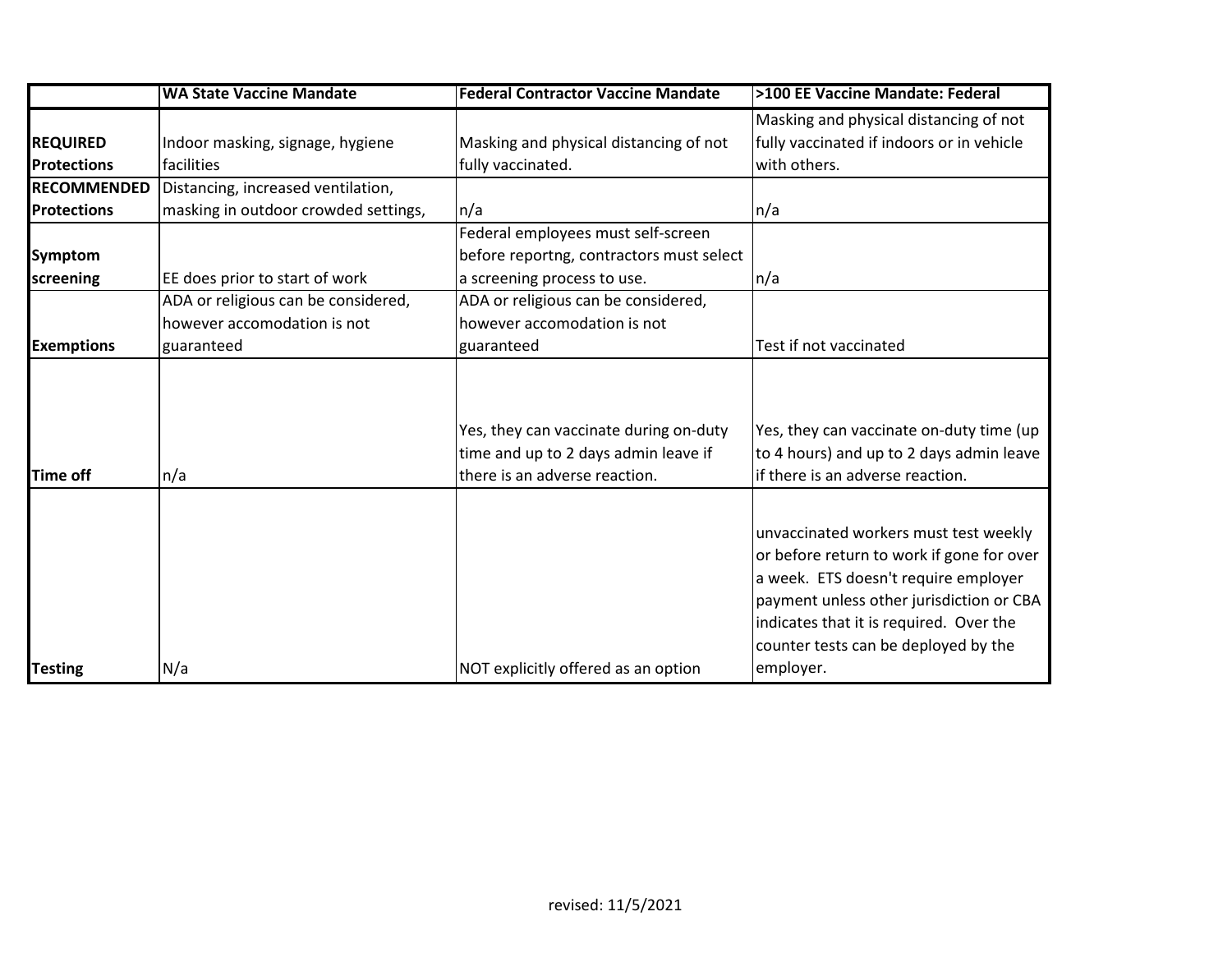| | WA State Vaccine Mandate | Federal Contractor Vaccine Mandate | >100 EE Vaccine Mandate: Federal |
|---|---|---|---|
| REQUIRED Protections | Indoor masking, signage, hygiene facilities | Masking and physical distancing of not fully vaccinated. | Masking and physical distancing of not fully vaccinated if indoors or in vehicle with others. |
| RECOMMENDED Protections | Distancing, increased ventilation, masking in outdoor crowded settings, | n/a | n/a |
| Symptom screening | EE does prior to start of work | Federal employees must self-screen before reportng, contractors must select a screening process to use. | n/a |
| Exemptions | ADA or religious can be considered, however accomodation is not guaranteed | ADA or religious can be considered, however accomodation is not guaranteed | Test if not vaccinated |
| Time off | n/a | Yes, they can vaccinate during on-duty time and up to 2 days admin leave if there is an adverse reaction. | Yes, they can vaccinate on-duty time (up to 4 hours) and up to 2 days admin leave if there is an adverse reaction. |
| Testing | N/a | NOT explicitly offered as an option | unvaccinated workers must test weekly or before return to work if gone for over a week. ETS doesn't require employer payment unless other jurisdiction or CBA indicates that it is required. Over the counter tests can be deployed by the employer. |

revised: 11/5/2021